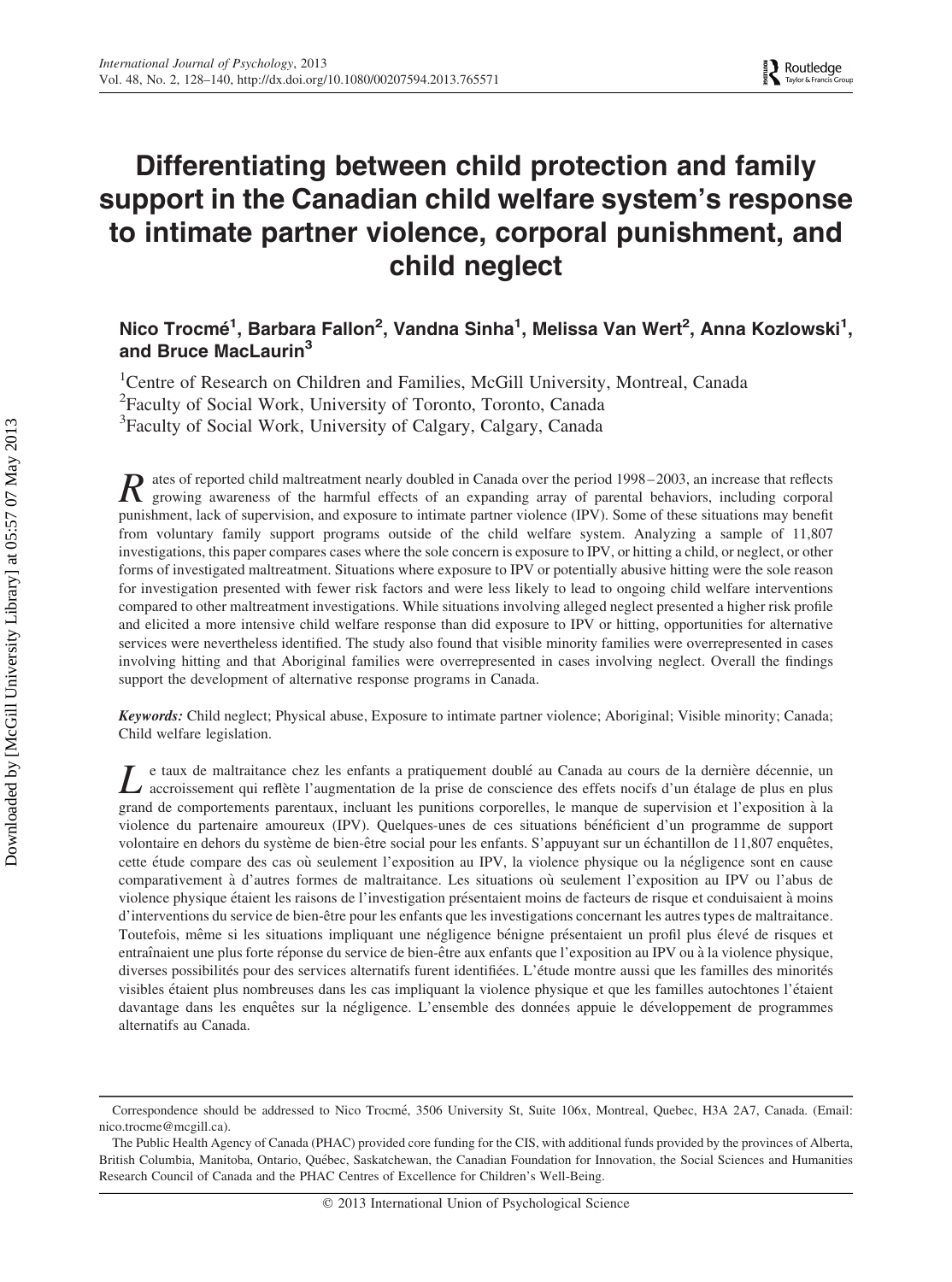# Differentiating between child protection and family support in the Canadian child welfare system's response to intimate partner violence, corporal punishment, and child neglect

**Nico Trocmé[1], Barbara Fallon[2], Vandna Sinha[1], Melissa Van Wert[2], Anna Kozlowski[1], and Bruce MacLaurin[3]**

[1]Centre of Research on Children and Families, McGill University, Montreal, Canada
[2]Faculty of Social Work, University of Toronto, Toronto, Canada
[3]Faculty of Social Work, University of Calgary, Calgary, Canada

Rates of reported child maltreatment nearly doubled in Canada over the period 1998–2003, an increase that reflects growing awareness of the harmful effects of an expanding array of parental behaviors, including corporal punishment, lack of supervision, and exposure to intimate partner violence (IPV). Some of these situations may benefit from voluntary family support programs outside of the child welfare system. Analyzing a sample of 11,807 investigations, this paper compares cases where the sole concern is exposure to IPV, or hitting a child, or neglect, or other forms of investigated maltreatment. Situations where exposure to IPV or potentially abusive hitting were the sole reason for investigation presented with fewer risk factors and were less likely to lead to ongoing child welfare interventions compared to other maltreatment investigations. While situations involving alleged neglect presented a higher risk profile and elicited a more intensive child welfare response than did exposure to IPV or hitting, opportunities for alternative services were nevertheless identified. The study also found that visible minority families were overrepresented in cases involving hitting and that Aboriginal families were overrepresented in cases involving neglect. Overall the findings support the development of alternative response programs in Canada.

*Keywords:* Child neglect; Physical abuse, Exposure to intimate partner violence; Aboriginal; Visible minority; Canada; Child welfare legislation.

Le taux de maltraitance chez les enfants a pratiquement doublé au Canada au cours de la dernière décennie, un accroissement qui reflète l'augmentation de la prise de conscience des effets nocifs d'un étalage de plus en plus grand de comportements parentaux, incluant les punitions corporelles, le manque de supervision et l'exposition à la violence du partenaire amoureux (IPV). Quelques-unes de ces situations bénéficient d'un programme de support volontaire en dehors du système de bien-être social pour les enfants. S'appuyant sur un échantillon de 11,807 enquêtes, cette étude compare des cas où seulement l'exposition au IPV, la violence physique ou la négligence sont en cause comparativement à d'autres formes de maltraitance. Les situations où seulement l'exposition au IPV ou l'abus de violence physique étaient les raisons de l'investigation présentaient moins de facteurs de risque et conduisaient à moins d'interventions du service de bien-être pour les enfants que les investigations concernant les autres types de maltraitance. Toutefois, même si les situations impliquant une négligence bénigne présentaient un profil plus élevé de risques et entraînaient une plus forte réponse du service de bien-être aux enfants que l'exposition au IPV ou à la violence physique, diverses possibilités pour des services alternatifs furent identifiées. L'étude montre aussi que les familles des minorités visibles étaient plus nombreuses dans les cas impliquant la violence physique et que les familles autochtones l'étaient davantage dans les enquêtes sur la négligence. L'ensemble des données appuie le développement de programmes alternatifs au Canada.

---

Correspondence should be addressed to Nico Trocmé, 3506 University St, Suite 106x, Montreal, Quebec, H3A 2A7, Canada. (Email: nico.trocme@mcgill.ca).

The Public Health Agency of Canada (PHAC) provided core funding for the CIS, with additional funds provided by the provinces of Alberta, British Columbia, Manitoba, Ontario, Québec, Saskatchewan, the Canadian Foundation for Innovation, the Social Sciences and Humanities Research Council of Canada and the PHAC Centres of Excellence for Children's Well-Being.

© 2013 International Union of Psychological Science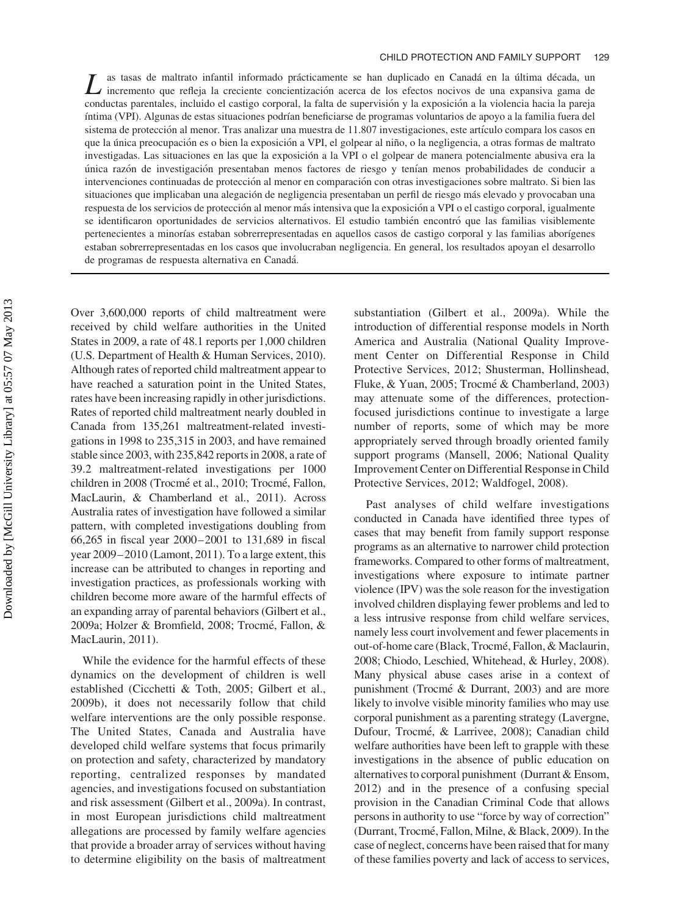Las tasas de maltrato infantil informado prácticamente se han duplicado en Canadá en la última década, un incremento que refleja la creciente concientización acerca de los efectos nocivos de una expansiva gama de conductas parentales, incluido el castigo corporal, la falta de supervisión y la exposición a la violencia hacia la pareja íntima (VPI). Algunas de estas situaciones podrían beneficiarse de programas voluntarios de apoyo a la familia fuera del sistema de protección al menor. Tras analizar una muestra de 11.807 investigaciones, este artículo compara los casos en que la única preocupación es o bien la exposición a VPI, el golpear al niño, o la negligencia, a otras formas de maltrato investigadas. Las situaciones en las que la exposición a la VPI o el golpear de manera potencialmente abusiva era la única razón de investigación presentaban menos factores de riesgo y tenían menos probabilidades de conducir a intervenciones continuadas de protección al menor en comparación con otras investigaciones sobre maltrato. Si bien las situaciones que implicaban una alegación de negligencia presentaban un perfil de riesgo más elevado y provocaban una respuesta de los servicios de protección al menor más intensiva que la exposición a VPI o el castigo corporal, igualmente se identificaron oportunidades de servicios alternativos. El estudio también encontró que las familias visiblemente pertenecientes a minorías estaban sobrerrepresentadas en aquellos casos de castigo corporal y las familias aborígenes estaban sobrerrepresentadas en los casos que involucraban negligencia. En general, los resultados apoyan el desarrollo de programas de respuesta alternativa en Canadá.

Over 3,600,000 reports of child maltreatment were received by child welfare authorities in the United States in 2009, a rate of 48.1 reports per 1,000 children (U.S. Department of Health & Human Services, 2010). Although rates of reported child maltreatment appear to have reached a saturation point in the United States, rates have been increasing rapidly in other jurisdictions. Rates of reported child maltreatment nearly doubled in Canada from 135,261 maltreatment-related investigations in 1998 to 235,315 in 2003, and have remained stable since 2003, with 235,842 reports in 2008, a rate of 39.2 maltreatment-related investigations per 1000 children in 2008 (Trocmé et al., 2010; Trocmé, Fallon, MacLaurin, & Chamberland et al., 2011). Across Australia rates of investigation have followed a similar pattern, with completed investigations doubling from 66,265 in fiscal year 2000–2001 to 131,689 in fiscal year 2009–2010 (Lamont, 2011). To a large extent, this increase can be attributed to changes in reporting and investigation practices, as professionals working with children become more aware of the harmful effects of an expanding array of parental behaviors (Gilbert et al., 2009a; Holzer & Bromfield, 2008; Trocmé, Fallon, & MacLaurin, 2011).

While the evidence for the harmful effects of these dynamics on the development of children is well established (Cicchetti & Toth, 2005; Gilbert et al., 2009b), it does not necessarily follow that child welfare interventions are the only possible response. The United States, Canada and Australia have developed child welfare systems that focus primarily on protection and safety, characterized by mandatory reporting, centralized responses by mandated agencies, and investigations focused on substantiation and risk assessment (Gilbert et al., 2009a). In contrast, in most European jurisdictions child maltreatment allegations are processed by family welfare agencies that provide a broader array of services without having to determine eligibility on the basis of maltreatment substantiation (Gilbert et al., 2009a). While the introduction of differential response models in North America and Australia (National Quality Improvement Center on Differential Response in Child Protective Services, 2012; Shusterman, Hollinshead, Fluke, & Yuan, 2005; Trocmé & Chamberland, 2003) may attenuate some of the differences, protection-focused jurisdictions continue to investigate a large number of reports, some of which may be more appropriately served through broadly oriented family support programs (Mansell, 2006; National Quality Improvement Center on Differential Response in Child Protective Services, 2012; Waldfogel, 2008).

Past analyses of child welfare investigations conducted in Canada have identified three types of cases that may benefit from family support response programs as an alternative to narrower child protection frameworks. Compared to other forms of maltreatment, investigations where exposure to intimate partner violence (IPV) was the sole reason for the investigation involved children displaying fewer problems and led to a less intrusive response from child welfare services, namely less court involvement and fewer placements in out-of-home care (Black, Trocmé, Fallon, & Maclaurin, 2008; Chiodo, Leschied, Whitehead, & Hurley, 2008). Many physical abuse cases arise in a context of punishment (Trocmé & Durrant, 2003) and are more likely to involve visible minority families who may use corporal punishment as a parenting strategy (Lavergne, Dufour, Trocmé, & Larrivee, 2008); Canadian child welfare authorities have been left to grapple with these investigations in the absence of public education on alternatives to corporal punishment (Durrant & Ensom, 2012) and in the presence of a confusing special provision in the Canadian Criminal Code that allows persons in authority to use "force by way of correction" (Durrant, Trocmé, Fallon, Milne, & Black, 2009). In the case of neglect, concerns have been raised that for many of these families poverty and lack of access to services,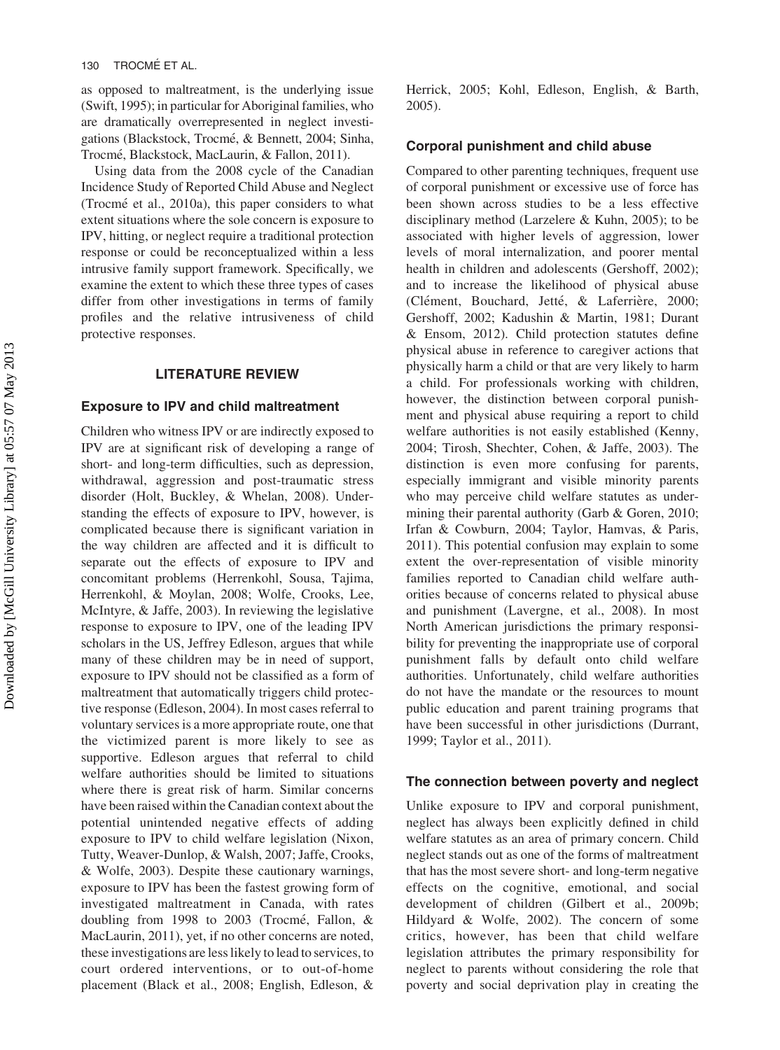as opposed to maltreatment, is the underlying issue (Swift, 1995); in particular for Aboriginal families, who are dramatically overrepresented in neglect investigations (Blackstock, Trocmé, & Bennett, 2004; Sinha, Trocmé, Blackstock, MacLaurin, & Fallon, 2011).

Using data from the 2008 cycle of the Canadian Incidence Study of Reported Child Abuse and Neglect (Trocmé et al., 2010a), this paper considers to what extent situations where the sole concern is exposure to IPV, hitting, or neglect require a traditional protection response or could be reconceptualized within a less intrusive family support framework. Specifically, we examine the extent to which these three types of cases differ from other investigations in terms of family profiles and the relative intrusiveness of child protective responses.

## LITERATURE REVIEW

### Exposure to IPV and child maltreatment

Children who witness IPV or are indirectly exposed to IPV are at significant risk of developing a range of short- and long-term difficulties, such as depression, withdrawal, aggression and post-traumatic stress disorder (Holt, Buckley, & Whelan, 2008). Understanding the effects of exposure to IPV, however, is complicated because there is significant variation in the way children are affected and it is difficult to separate out the effects of exposure to IPV and concomitant problems (Herrenkohl, Sousa, Tajima, Herrenkohl, & Moylan, 2008; Wolfe, Crooks, Lee, McIntyre, & Jaffe, 2003). In reviewing the legislative response to exposure to IPV, one of the leading IPV scholars in the US, Jeffrey Edleson, argues that while many of these children may be in need of support, exposure to IPV should not be classified as a form of maltreatment that automatically triggers child protective response (Edleson, 2004). In most cases referral to voluntary services is a more appropriate route, one that the victimized parent is more likely to see as supportive. Edleson argues that referral to child welfare authorities should be limited to situations where there is great risk of harm. Similar concerns have been raised within the Canadian context about the potential unintended negative effects of adding exposure to IPV to child welfare legislation (Nixon, Tutty, Weaver-Dunlop, & Walsh, 2007; Jaffe, Crooks, & Wolfe, 2003). Despite these cautionary warnings, exposure to IPV has been the fastest growing form of investigated maltreatment in Canada, with rates doubling from 1998 to 2003 (Trocmé, Fallon, & MacLaurin, 2011), yet, if no other concerns are noted, these investigations are less likely to lead to services, to court ordered interventions, or to out-of-home placement (Black et al., 2008; English, Edleson, & Herrick, 2005; Kohl, Edleson, English, & Barth, 2005).

### Corporal punishment and child abuse

Compared to other parenting techniques, frequent use of corporal punishment or excessive use of force has been shown across studies to be a less effective disciplinary method (Larzelere & Kuhn, 2005); to be associated with higher levels of aggression, lower levels of moral internalization, and poorer mental health in children and adolescents (Gershoff, 2002); and to increase the likelihood of physical abuse (Clément, Bouchard, Jetté, & Laferrière, 2000; Gershoff, 2002; Kadushin & Martin, 1981; Durant & Ensom, 2012). Child protection statutes define physical abuse in reference to caregiver actions that physically harm a child or that are very likely to harm a child. For professionals working with children, however, the distinction between corporal punishment and physical abuse requiring a report to child welfare authorities is not easily established (Kenny, 2004; Tirosh, Shechter, Cohen, & Jaffe, 2003). The distinction is even more confusing for parents, especially immigrant and visible minority parents who may perceive child welfare statutes as undermining their parental authority (Garb & Goren, 2010; Irfan & Cowburn, 2004; Taylor, Hamvas, & Paris, 2011). This potential confusion may explain to some extent the over-representation of visible minority families reported to Canadian child welfare authorities because of concerns related to physical abuse and punishment (Lavergne, et al., 2008). In most North American jurisdictions the primary responsibility for preventing the inappropriate use of corporal punishment falls by default onto child welfare authorities. Unfortunately, child welfare authorities do not have the mandate or the resources to mount public education and parent training programs that have been successful in other jurisdictions (Durrant, 1999; Taylor et al., 2011).

### The connection between poverty and neglect

Unlike exposure to IPV and corporal punishment, neglect has always been explicitly defined in child welfare statutes as an area of primary concern. Child neglect stands out as one of the forms of maltreatment that has the most severe short- and long-term negative effects on the cognitive, emotional, and social development of children (Gilbert et al., 2009b; Hildyard & Wolfe, 2002). The concern of some critics, however, has been that child welfare legislation attributes the primary responsibility for neglect to parents without considering the role that poverty and social deprivation play in creating the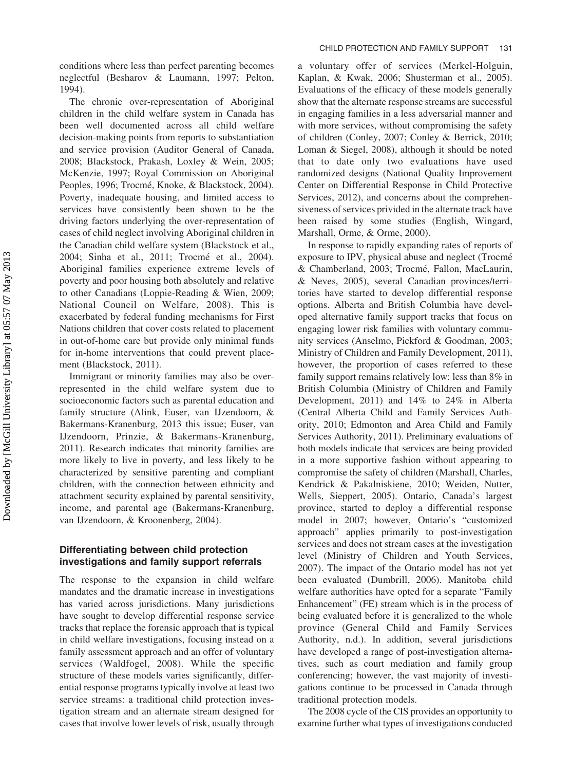conditions where less than perfect parenting becomes neglectful (Besharov & Laumann, 1997; Pelton, 1994).

The chronic over-representation of Aboriginal children in the child welfare system in Canada has been well documented across all child welfare decision-making points from reports to substantiation and service provision (Auditor General of Canada, 2008; Blackstock, Prakash, Loxley & Wein, 2005; McKenzie, 1997; Royal Commission on Aboriginal Peoples, 1996; Trocmé, Knoke, & Blackstock, 2004). Poverty, inadequate housing, and limited access to services have consistently been shown to be the driving factors underlying the over-representation of cases of child neglect involving Aboriginal children in the Canadian child welfare system (Blackstock et al., 2004; Sinha et al., 2011; Trocmé et al., 2004). Aboriginal families experience extreme levels of poverty and poor housing both absolutely and relative to other Canadians (Loppie-Reading & Wien, 2009; National Council on Welfare, 2008). This is exacerbated by federal funding mechanisms for First Nations children that cover costs related to placement in out-of-home care but provide only minimal funds for in-home interventions that could prevent placement (Blackstock, 2011).

Immigrant or minority families may also be over-represented in the child welfare system due to socioeconomic factors such as parental education and family structure (Alink, Euser, van IJzendoorn, & Bakermans-Kranenburg, 2013 this issue; Euser, van IJzendoorn, Prinzie, & Bakermans-Kranenburg, 2011). Research indicates that minority families are more likely to live in poverty, and less likely to be characterized by sensitive parenting and compliant children, with the connection between ethnicity and attachment security explained by parental sensitivity, income, and parental age (Bakermans-Kranenburg, van IJzendoorn, & Kroonenberg, 2004).

## Differentiating between child protection investigations and family support referrals

The response to the expansion in child welfare mandates and the dramatic increase in investigations has varied across jurisdictions. Many jurisdictions have sought to develop differential response service tracks that replace the forensic approach that is typical in child welfare investigations, focusing instead on a family assessment approach and an offer of voluntary services (Waldfogel, 2008). While the specific structure of these models varies significantly, differential response programs typically involve at least two service streams: a traditional child protection investigation stream and an alternate stream designed for cases that involve lower levels of risk, usually through a voluntary offer of services (Merkel-Holguin, Kaplan, & Kwak, 2006; Shusterman et al., 2005). Evaluations of the efficacy of these models generally show that the alternate response streams are successful in engaging families in a less adversarial manner and with more services, without compromising the safety of children (Conley, 2007; Conley & Berrick, 2010; Loman & Siegel, 2008), although it should be noted that to date only two evaluations have used randomized designs (National Quality Improvement Center on Differential Response in Child Protective Services, 2012), and concerns about the comprehensiveness of services privided in the alternate track have been raised by some studies (English, Wingard, Marshall, Orme, & Orme, 2000).

In response to rapidly expanding rates of reports of exposure to IPV, physical abuse and neglect (Trocmé & Chamberland, 2003; Trocmé, Fallon, MacLaurin, & Neves, 2005), several Canadian provinces/territories have started to develop differential response options. Alberta and British Columbia have developed alternative family support tracks that focus on engaging lower risk families with voluntary community services (Anselmo, Pickford & Goodman, 2003; Ministry of Children and Family Development, 2011), however, the proportion of cases referred to these family support remains relatively low: less than 8% in British Columbia (Ministry of Children and Family Development, 2011) and 14% to 24% in Alberta (Central Alberta Child and Family Services Authority, 2010; Edmonton and Area Child and Family Services Authority, 2011). Preliminary evaluations of both models indicate that services are being provided in a more supportive fashion without appearing to compromise the safety of children (Marshall, Charles, Kendrick & Pakalniskiene, 2010; Weiden, Nutter, Wells, Sieppert, 2005). Ontario, Canada's largest province, started to deploy a differential response model in 2007; however, Ontario's "customized approach" applies primarily to post-investigation services and does not stream cases at the investigation level (Ministry of Children and Youth Services, 2007). The impact of the Ontario model has not yet been evaluated (Dumbrill, 2006). Manitoba child welfare authorities have opted for a separate "Family Enhancement" (FE) stream which is in the process of being evaluated before it is generalized to the whole province (General Child and Family Services Authority, n.d.). In addition, several jurisdictions have developed a range of post-investigation alternatives, such as court mediation and family group conferencing; however, the vast majority of investigations continue to be processed in Canada through traditional protection models.

The 2008 cycle of the CIS provides an opportunity to examine further what types of investigations conducted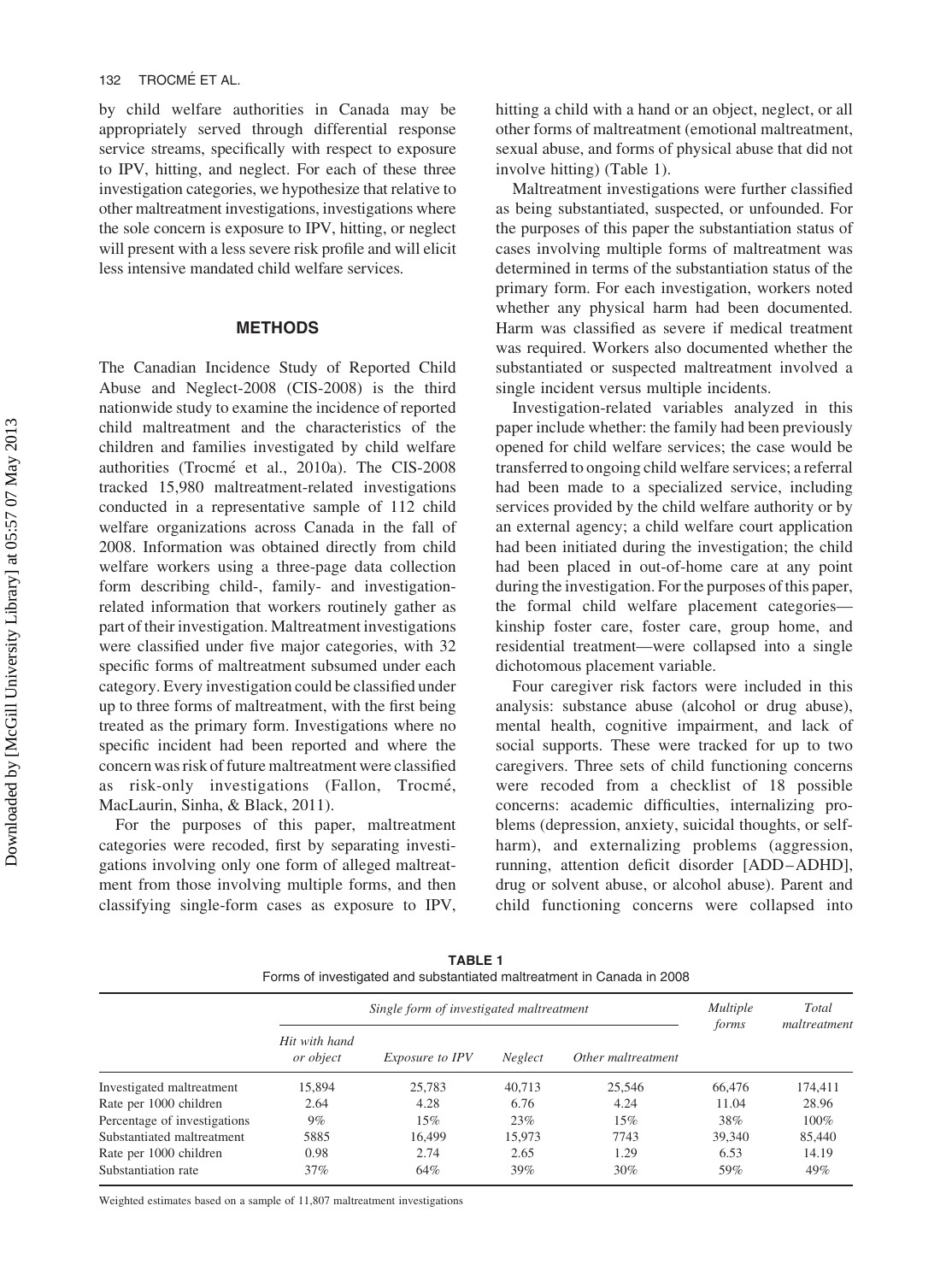by child welfare authorities in Canada may be appropriately served through differential response service streams, specifically with respect to exposure to IPV, hitting, and neglect. For each of these three investigation categories, we hypothesize that relative to other maltreatment investigations, investigations where the sole concern is exposure to IPV, hitting, or neglect will present with a less severe risk profile and will elicit less intensive mandated child welfare services.

## METHODS

The Canadian Incidence Study of Reported Child Abuse and Neglect-2008 (CIS-2008) is the third nationwide study to examine the incidence of reported child maltreatment and the characteristics of the children and families investigated by child welfare authorities (Trocmé et al., 2010a). The CIS-2008 tracked 15,980 maltreatment-related investigations conducted in a representative sample of 112 child welfare organizations across Canada in the fall of 2008. Information was obtained directly from child welfare workers using a three-page data collection form describing child-, family- and investigation-related information that workers routinely gather as part of their investigation. Maltreatment investigations were classified under five major categories, with 32 specific forms of maltreatment subsumed under each category. Every investigation could be classified under up to three forms of maltreatment, with the first being treated as the primary form. Investigations where no specific incident had been reported and where the concern was risk of future maltreatment were classified as risk-only investigations (Fallon, Trocmé, MacLaurin, Sinha, & Black, 2011).

For the purposes of this paper, maltreatment categories were recoded, first by separating investigations involving only one form of alleged maltreatment from those involving multiple forms, and then classifying single-form cases as exposure to IPV, hitting a child with a hand or an object, neglect, or all other forms of maltreatment (emotional maltreatment, sexual abuse, and forms of physical abuse that did not involve hitting) (Table 1).

Maltreatment investigations were further classified as being substantiated, suspected, or unfounded. For the purposes of this paper the substantiation status of cases involving multiple forms of maltreatment was determined in terms of the substantiation status of the primary form. For each investigation, workers noted whether any physical harm had been documented. Harm was classified as severe if medical treatment was required. Workers also documented whether the substantiated or suspected maltreatment involved a single incident versus multiple incidents.

Investigation-related variables analyzed in this paper include whether: the family had been previously opened for child welfare services; the case would be transferred to ongoing child welfare services; a referral had been made to a specialized service, including services provided by the child welfare authority or by an external agency; a child welfare court application had been initiated during the investigation; the child had been placed in out-of-home care at any point during the investigation. For the purposes of this paper, the formal child welfare placement categories—kinship foster care, foster care, group home, and residential treatment—were collapsed into a single dichotomous placement variable.

Four caregiver risk factors were included in this analysis: substance abuse (alcohol or drug abuse), mental health, cognitive impairment, and lack of social supports. These were tracked for up to two caregivers. Three sets of child functioning concerns were recoded from a checklist of 18 possible concerns: academic difficulties, internalizing problems (depression, anxiety, suicidal thoughts, or self-harm), and externalizing problems (aggression, running, attention deficit disorder [ADD–ADHD], drug or solvent abuse, or alcohol abuse). Parent and child functioning concerns were collapsed into

**TABLE 1**
Forms of investigated and substantiated maltreatment in Canada in 2008

| | *Single form of investigated maltreatment* | | | | *Multiple forms* | *Total maltreatment* |
|---|---|---|---|---|---|---|
| | *Hit with hand or object* | *Exposure to IPV* | *Neglect* | *Other maltreatment* | | |
| Investigated maltreatment | 15,894 | 25,783 | 40,713 | 25,546 | 66,476 | 174,411 |
| Rate per 1000 children | 2.64 | 4.28 | 6.76 | 4.24 | 11.04 | 28.96 |
| Percentage of investigations | 9% | 15% | 23% | 15% | 38% | 100% |
| Substantiated maltreatment | 5885 | 16,499 | 15,973 | 7743 | 39,340 | 85,440 |
| Rate per 1000 children | 0.98 | 2.74 | 2.65 | 1.29 | 6.53 | 14.19 |
| Substantiation rate | 37% | 64% | 39% | 30% | 59% | 49% |

Weighted estimates based on a sample of 11,807 maltreatment investigations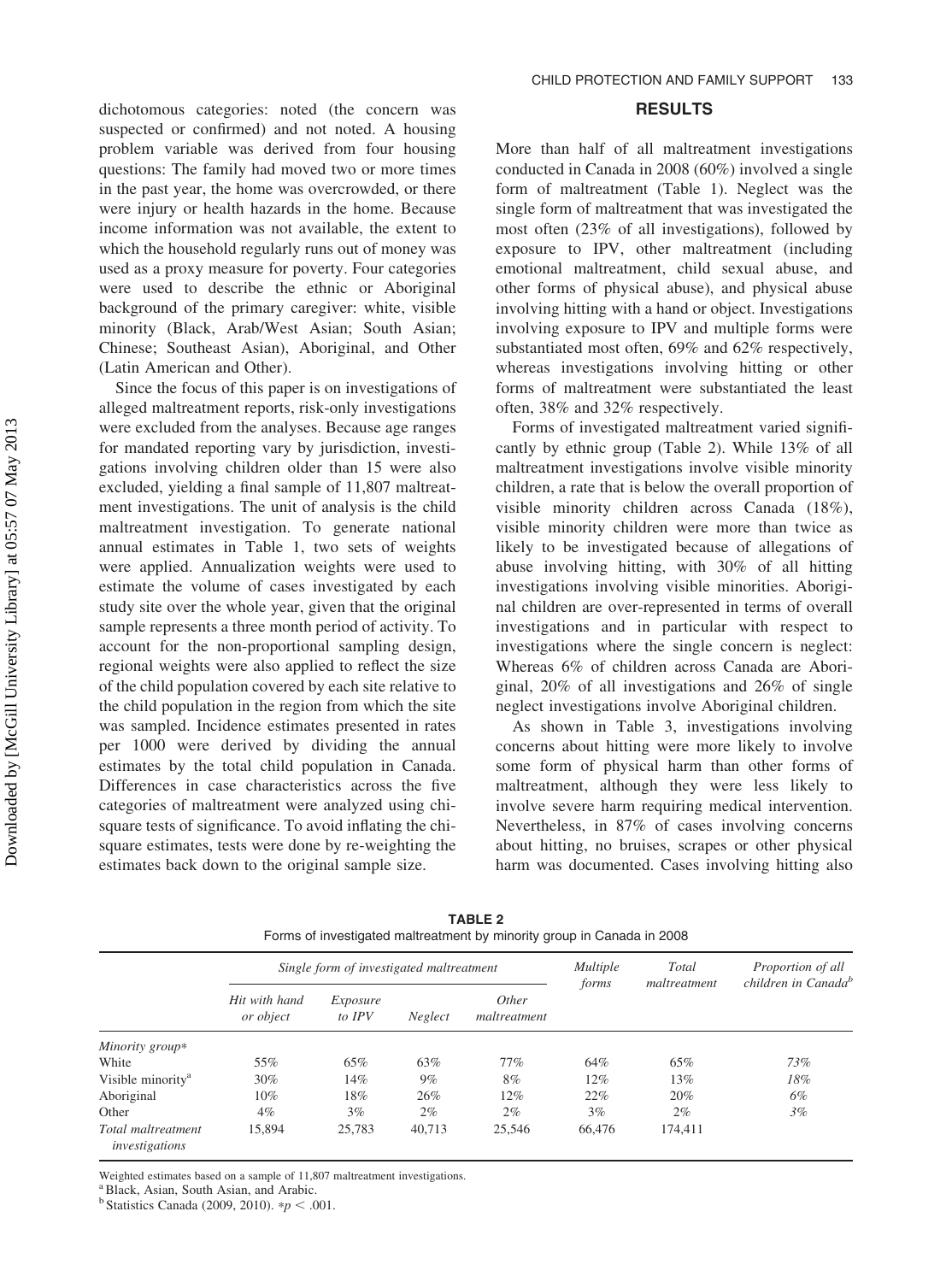dichotomous categories: noted (the concern was suspected or confirmed) and not noted. A housing problem variable was derived from four housing questions: The family had moved two or more times in the past year, the home was overcrowded, or there were injury or health hazards in the home. Because income information was not available, the extent to which the household regularly runs out of money was used as a proxy measure for poverty. Four categories were used to describe the ethnic or Aboriginal background of the primary caregiver: white, visible minority (Black, Arab/West Asian; South Asian; Chinese; Southeast Asian), Aboriginal, and Other (Latin American and Other).

Since the focus of this paper is on investigations of alleged maltreatment reports, risk-only investigations were excluded from the analyses. Because age ranges for mandated reporting vary by jurisdiction, investigations involving children older than 15 were also excluded, yielding a final sample of 11,807 maltreatment investigations. The unit of analysis is the child maltreatment investigation. To generate national annual estimates in Table 1, two sets of weights were applied. Annualization weights were used to estimate the volume of cases investigated by each study site over the whole year, given that the original sample represents a three month period of activity. To account for the non-proportional sampling design, regional weights were also applied to reflect the size of the child population covered by each site relative to the child population in the region from which the site was sampled. Incidence estimates presented in rates per 1000 were derived by dividing the annual estimates by the total child population in Canada. Differences in case characteristics across the five categories of maltreatment were analyzed using chi-square tests of significance. To avoid inflating the chi-square estimates, tests were done by re-weighting the estimates back down to the original sample size.

## RESULTS

More than half of all maltreatment investigations conducted in Canada in 2008 (60%) involved a single form of maltreatment (Table 1). Neglect was the single form of maltreatment that was investigated the most often (23% of all investigations), followed by exposure to IPV, other maltreatment (including emotional maltreatment, child sexual abuse, and other forms of physical abuse), and physical abuse involving hitting with a hand or object. Investigations involving exposure to IPV and multiple forms were substantiated most often, 69% and 62% respectively, whereas investigations involving hitting or other forms of maltreatment were substantiated the least often, 38% and 32% respectively.

Forms of investigated maltreatment varied significantly by ethnic group (Table 2). While 13% of all maltreatment investigations involve visible minority children, a rate that is below the overall proportion of visible minority children across Canada (18%), visible minority children were more than twice as likely to be investigated because of allegations of abuse involving hitting, with 30% of all hitting investigations involving visible minorities. Aboriginal children are over-represented in terms of overall investigations and in particular with respect to investigations where the single concern is neglect: Whereas 6% of children across Canada are Aboriginal, 20% of all investigations and 26% of single neglect investigations involve Aboriginal children.

As shown in Table 3, investigations involving concerns about hitting were more likely to involve some form of physical harm than other forms of maltreatment, although they were less likely to involve severe harm requiring medical intervention. Nevertheless, in 87% of cases involving concerns about hitting, no bruises, scrapes or other physical harm was documented. Cases involving hitting also

**TABLE 2**
Forms of investigated maltreatment by minority group in Canada in 2008

| | *Single form of investigated maltreatment* | | | | *Multiple forms* | *Total maltreatment* | *Proportion of all children in Canada*[b] |
|---|---|---|---|---|---|---|---|
| | *Hit with hand or object* | *Exposure to IPV* | *Neglect* | *Other maltreatment* | | | |
| *Minority group** | | | | | | | |
| White | 55% | 65% | 63% | 77% | 64% | 65% | *73%* |
| Visible minority[a] | 30% | 14% | 9% | 8% | 12% | 13% | *18%* |
| Aboriginal | 10% | 18% | 26% | 12% | 22% | 20% | *6%* |
| Other | 4% | 3% | 2% | 2% | 3% | 2% | *3%* |
| *Total maltreatment investigations* | 15,894 | 25,783 | 40,713 | 25,546 | 66,476 | 174,411 | |

Weighted estimates based on a sample of 11,807 maltreatment investigations.
[a] Black, Asian, South Asian, and Arabic.
[b] Statistics Canada (2009, 2010). *$p < .001$.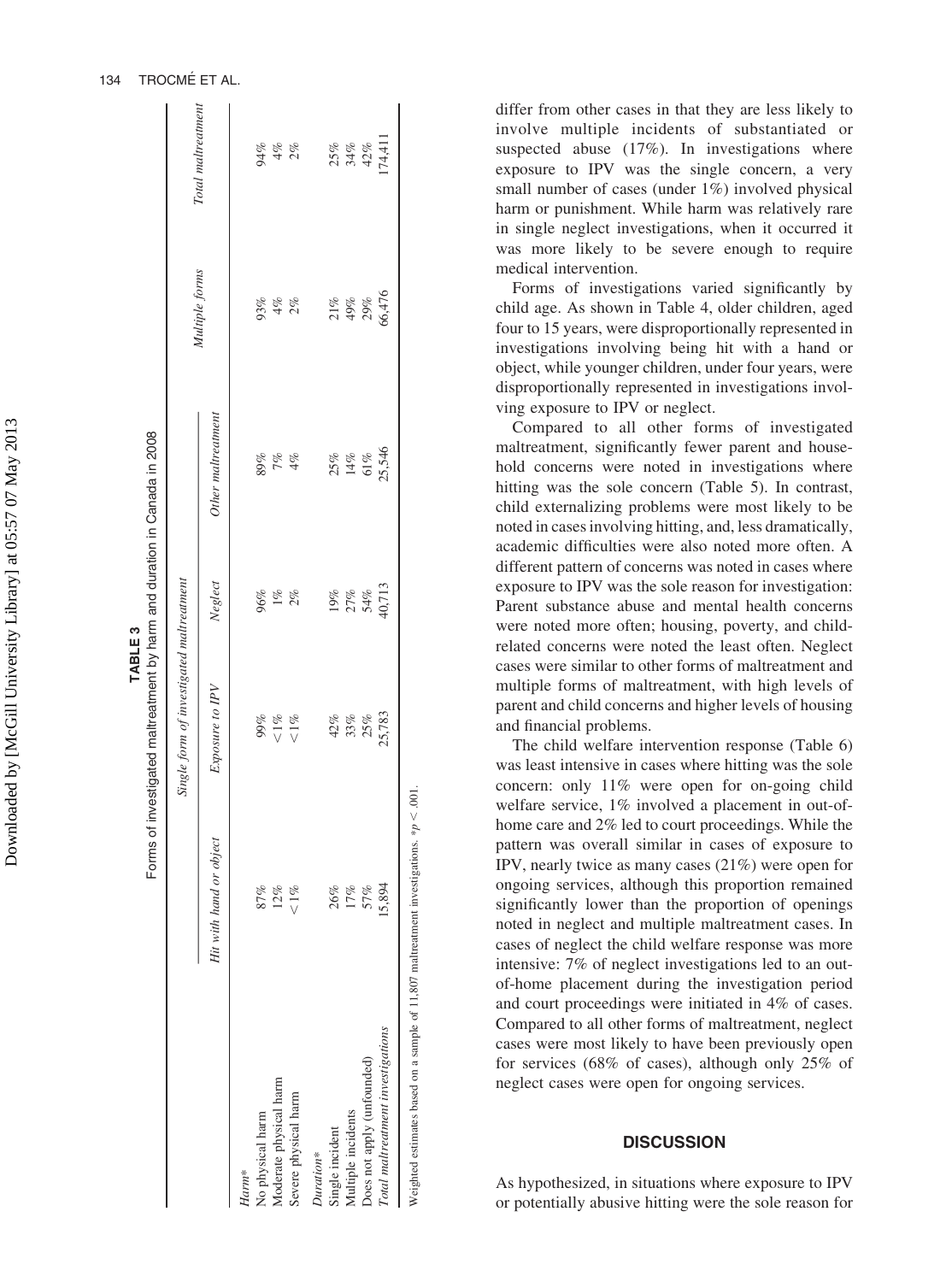**TABLE 3**
Forms of investigated maltreatment by harm and duration in Canada in 2008

| | Single form of investigated maltreatment | | | | Multiple forms | Total maltreatment |
|---|---|---|---|---|---|---|
| | Hit with hand or object | Exposure to IPV | Neglect | Other maltreatment | | |
| *Harm** | | | | | | |
| No physical harm | 87% | 99% | 96% | 89% | 93% | 94% |
| Moderate physical harm | 12% | <1% | 1% | 7% | 4% | 4% |
| Severe physical harm | <1% | <1% | 2% | 4% | 2% | 2% |
| *Duration** | | | | | | |
| Single incident | 26% | 42% | 19% | 25% | 21% | 25% |
| Multiple incidents | 17% | 33% | 27% | 14% | 49% | 34% |
| Does not apply (unfounded) | 57% | 25% | 54% | 61% | 29% | 42% |
| Total maltreatment investigations | 15,894 | 25,783 | 40,713 | 25,546 | 66,476 | 174,411 |

Weighted estimates based on a sample of 11,807 maltreatment investigations. *$p < .001$.

differ from other cases in that they are less likely to involve multiple incidents of substantiated or suspected abuse (17%). In investigations where exposure to IPV was the single concern, a very small number of cases (under 1%) involved physical harm or punishment. While harm was relatively rare in single neglect investigations, when it occurred it was more likely to be severe enough to require medical intervention.

Forms of investigations varied significantly by child age. As shown in Table 4, older children, aged four to 15 years, were disproportionally represented in investigations involving being hit with a hand or object, while younger children, under four years, were disproportionally represented in investigations involving exposure to IPV or neglect.

Compared to all other forms of investigated maltreatment, significantly fewer parent and household concerns were noted in investigations where hitting was the sole concern (Table 5). In contrast, child externalizing problems were most likely to be noted in cases involving hitting, and, less dramatically, academic difficulties were also noted more often. A different pattern of concerns was noted in cases where exposure to IPV was the sole reason for investigation: Parent substance abuse and mental health concerns were noted more often; housing, poverty, and child-related concerns were noted the least often. Neglect cases were similar to other forms of maltreatment and multiple forms of maltreatment, with high levels of parent and child concerns and higher levels of housing and financial problems.

The child welfare intervention response (Table 6) was least intensive in cases where hitting was the sole concern: only 11% were open for on-going child welfare service, 1% involved a placement in out-of-home care and 2% led to court proceedings. While the pattern was overall similar in cases of exposure to IPV, nearly twice as many cases (21%) were open for ongoing services, although this proportion remained significantly lower than the proportion of openings noted in neglect and multiple maltreatment cases. In cases of neglect the child welfare response was more intensive: 7% of neglect investigations led to an out-of-home placement during the investigation period and court proceedings were initiated in 4% of cases. Compared to all other forms of maltreatment, neglect cases were most likely to have been previously open for services (68% of cases), although only 25% of neglect cases were open for ongoing services.

## DISCUSSION

As hypothesized, in situations where exposure to IPV or potentially abusive hitting were the sole reason for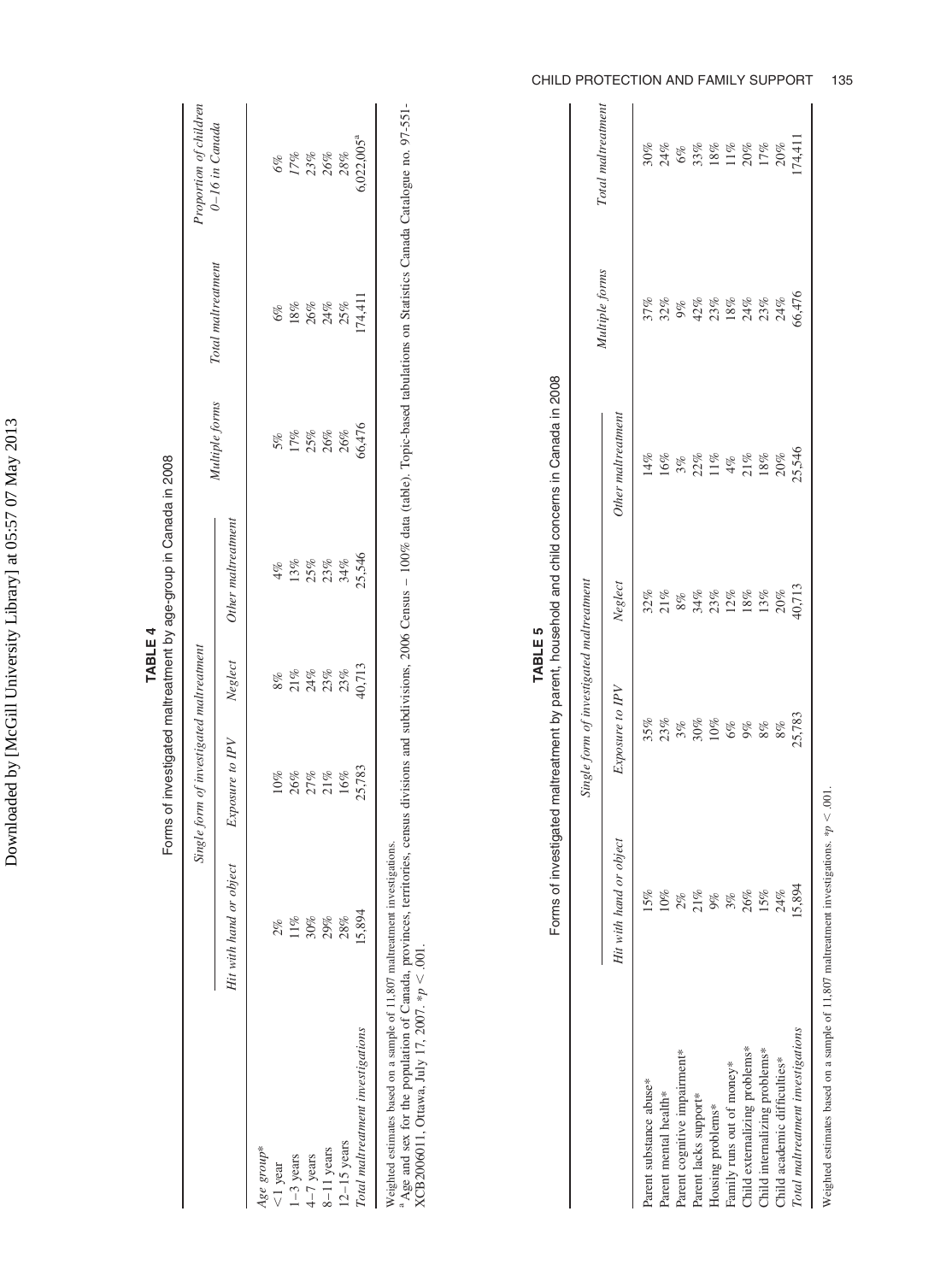**TABLE 4**
Forms of investigated maltreatment by age-group in Canada in 2008

| | Single form of investigated maltreatment | | | | Multiple forms | Total maltreatment | Proportion of children 0–16 in Canada |
|---|---|---|---|---|---|---|---|
| | *Hit with hand or object* | *Exposure to IPV* | *Neglect* | *Other maltreatment* | | | |
| *Age group** | | | | | | | |
| <1 year | 2% | 10% | 8% | 4% | 5% | 6% | 6% |
| 1–3 years | 11% | 26% | 21% | 13% | 17% | 18% | 17% |
| 4–7 years | 30% | 27% | 24% | 25% | 25% | 26% | 23% |
| 8–11 years | 29% | 21% | 23% | 23% | 26% | 24% | 26% |
| 12–15 years | 28% | 16% | 23% | 34% | 26% | 25% | 28% |
| *Total maltreatment investigations* | 15,894 | 25,783 | 40,713 | 25,546 | 66,476 | 174,411 | 6,022,005[a] |

Weighted estimates based on a sample of 11,807 maltreatment investigations.
[a] Age and sex for the population of Canada, provinces, territories, census divisions and subdivisions, 2006 Census – 100% data (table). Topic-based tabulations on Statistics Canada Catalogue no. 97-551-XCB2006011, Ottawa, July 17, 2007. *$p < .001$.

**TABLE 5**
Forms of investigated maltreatment by parent, household and child concerns in Canada in 2008

| | Single form of investigated maltreatment | | | | Multiple forms | Total maltreatment |
|---|---|---|---|---|---|---|
| | *Hit with hand or object* | *Exposure to IPV* | *Neglect* | *Other maltreatment* | | |
| Parent substance abuse* | 15% | 35% | 32% | 14% | 37% | 30% |
| Parent mental health* | 10% | 23% | 21% | 16% | 32% | 24% |
| Parent cognitive impairment* | 2% | 3% | 8% | 3% | 9% | 6% |
| Parent lacks support* | 21% | 30% | 34% | 22% | 42% | 33% |
| Housing problems* | 9% | 10% | 23% | 11% | 23% | 18% |
| Family runs out of money* | 3% | 6% | 12% | 4% | 18% | 11% |
| Child externalizing problems* | 26% | 9% | 18% | 21% | 24% | 20% |
| Child internalizing problems* | 15% | 8% | 13% | 18% | 23% | 17% |
| Child academic difficulties* | 24% | 8% | 20% | 20% | 24% | 20% |
| *Total maltreatment investigations* | 15,894 | 25,783 | 40,713 | 25,546 | 66,476 | 174,411 |

Weighted estimates based on a sample of 11,807 maltreatment investigations. *$p < .001$.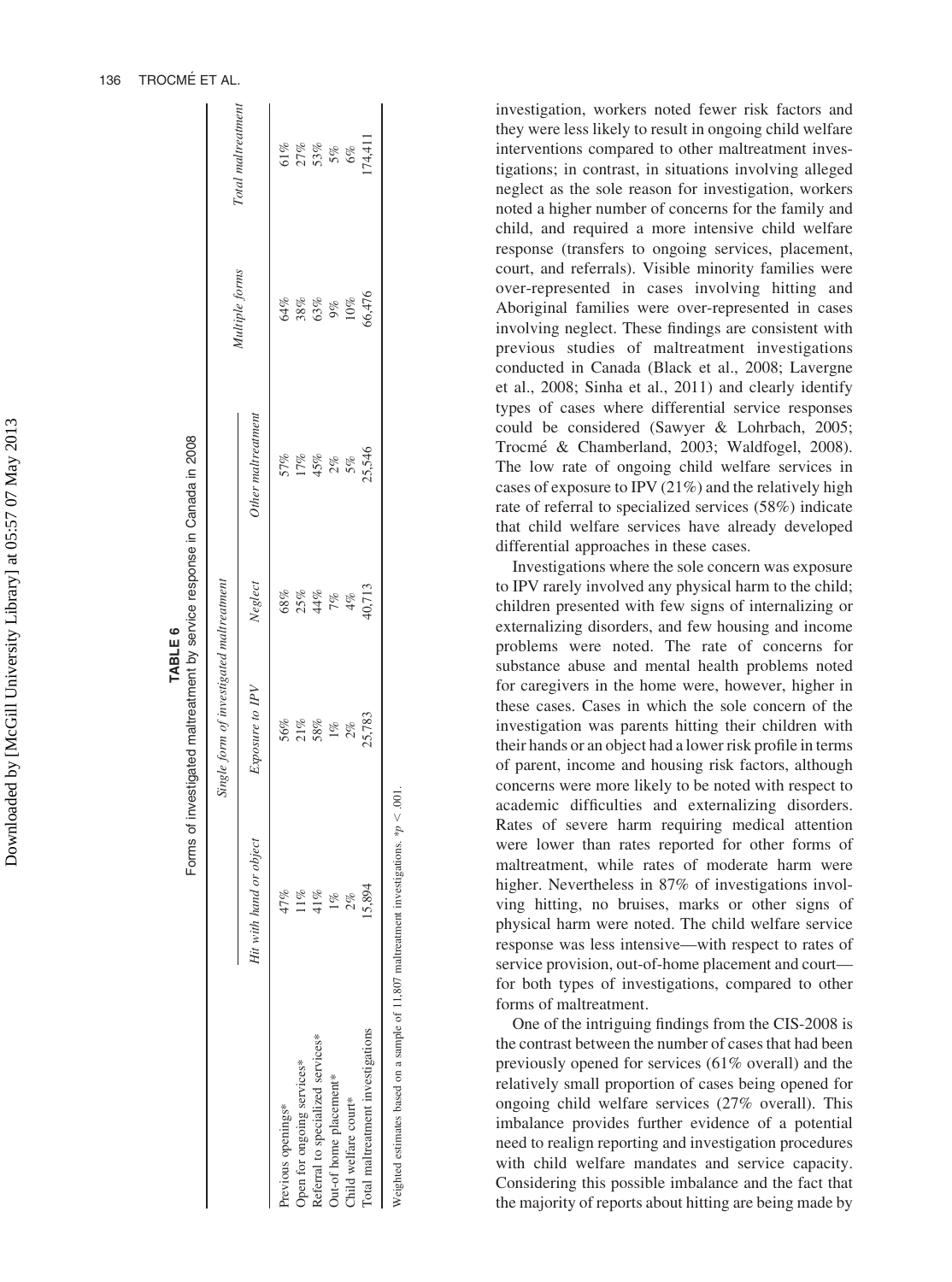**TABLE 6**

Forms of investigated maltreatment by service response in Canada in 2008

| | Single form of investigated maltreatment | | | | Multiple forms | Total maltreatment |
|---|---|---|---|---|---|---|
| | Hit with hand or object | Exposure to IPV | Neglect | Other maltreatment | | |
| Previous openings* | 47% | 56% | 68% | 57% | 64% | 61% |
| Open for ongoing services* | 11% | 21% | 25% | 17% | 38% | 27% |
| Referral to specialized services* | 41% | 58% | 44% | 45% | 63% | 53% |
| Out-of home placement* | 1% | 1% | 7% | 2% | 9% | 5% |
| Child welfare court* | 2% | 2% | 4% | 5% | 10% | 6% |
| Total maltreatment investigations | 15,894 | 25,783 | 40,713 | 25,546 | 66,476 | 174,411 |

Weighted estimates based on a sample of 11,807 maltreatment investigations. *$p < .001$.

investigation, workers noted fewer risk factors and they were less likely to result in ongoing child welfare interventions compared to other maltreatment investigations; in contrast, in situations involving alleged neglect as the sole reason for investigation, workers noted a higher number of concerns for the family and child, and required a more intensive child welfare response (transfers to ongoing services, placement, court, and referrals). Visible minority families were over-represented in cases involving hitting and Aboriginal families were over-represented in cases involving neglect. These findings are consistent with previous studies of maltreatment investigations conducted in Canada (Black et al., 2008; Lavergne et al., 2008; Sinha et al., 2011) and clearly identify types of cases where differential service responses could be considered (Sawyer & Lohrbach, 2005; Trocmé & Chamberland, 2003; Waldfogel, 2008). The low rate of ongoing child welfare services in cases of exposure to IPV (21%) and the relatively high rate of referral to specialized services (58%) indicate that child welfare services have already developed differential approaches in these cases.

Investigations where the sole concern was exposure to IPV rarely involved any physical harm to the child; children presented with few signs of internalizing or externalizing disorders, and few housing and income problems were noted. The rate of concerns for substance abuse and mental health problems noted for caregivers in the home were, however, higher in these cases. Cases in which the sole concern of the investigation was parents hitting their children with their hands or an object had a lower risk profile in terms of parent, income and housing risk factors, although concerns were more likely to be noted with respect to academic difficulties and externalizing disorders. Rates of severe harm requiring medical attention were lower than rates reported for other forms of maltreatment, while rates of moderate harm were higher. Nevertheless in 87% of investigations involving hitting, no bruises, marks or other signs of physical harm were noted. The child welfare service response was less intensive—with respect to rates of service provision, out-of-home placement and court—for both types of investigations, compared to other forms of maltreatment.

One of the intriguing findings from the CIS-2008 is the contrast between the number of cases that had been previously opened for services (61% overall) and the relatively small proportion of cases being opened for ongoing child welfare services (27% overall). This imbalance provides further evidence of a potential need to realign reporting and investigation procedures with child welfare mandates and service capacity. Considering this possible imbalance and the fact that the majority of reports about hitting are being made by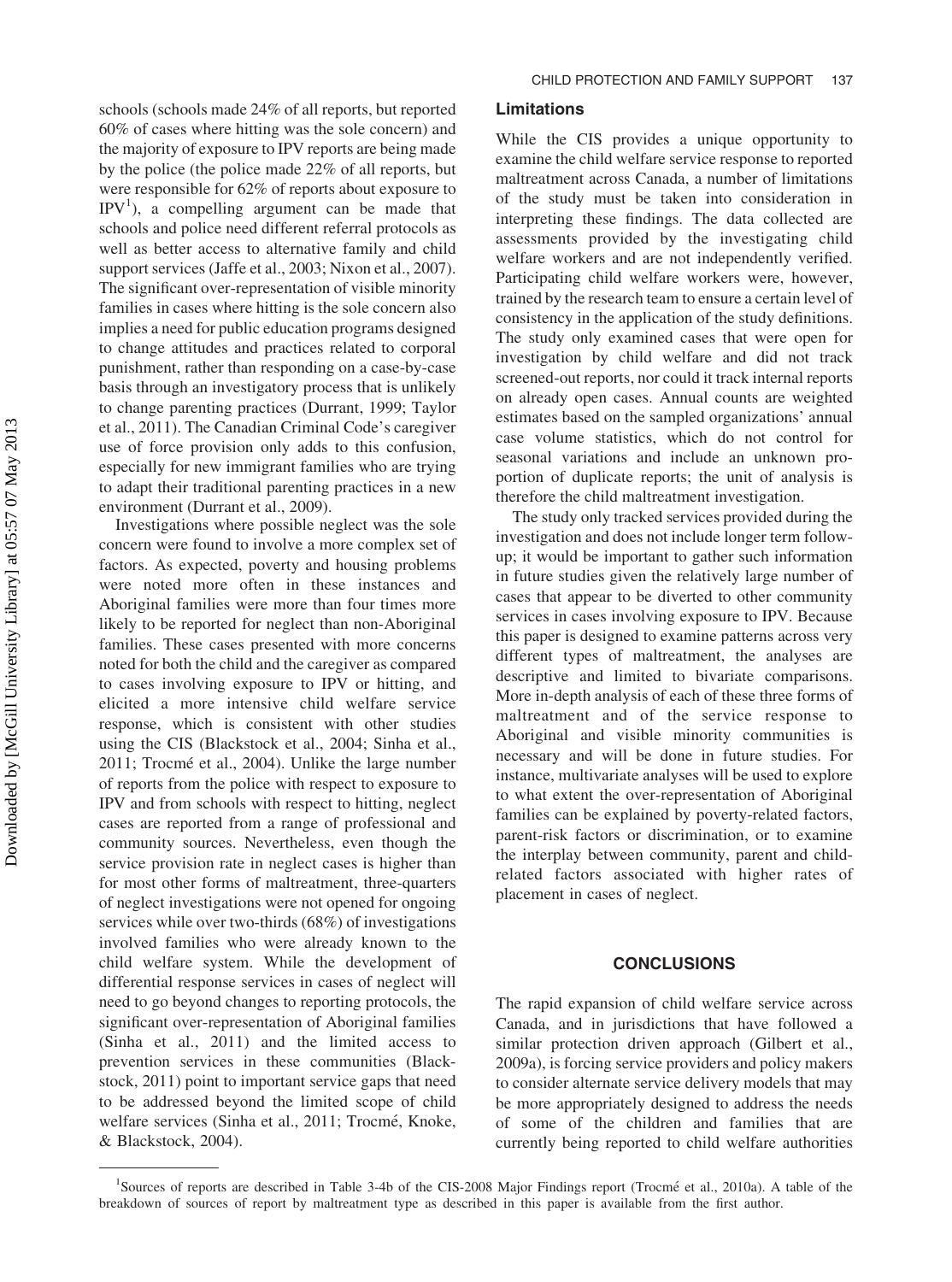schools (schools made 24% of all reports, but reported 60% of cases where hitting was the sole concern) and the majority of exposure to IPV reports are being made by the police (the police made 22% of all reports, but were responsible for 62% of reports about exposure to IPV[1]), a compelling argument can be made that schools and police need different referral protocols as well as better access to alternative family and child support services (Jaffe et al., 2003; Nixon et al., 2007). The significant over-representation of visible minority families in cases where hitting is the sole concern also implies a need for public education programs designed to change attitudes and practices related to corporal punishment, rather than responding on a case-by-case basis through an investigatory process that is unlikely to change parenting practices (Durrant, 1999; Taylor et al., 2011). The Canadian Criminal Code's caregiver use of force provision only adds to this confusion, especially for new immigrant families who are trying to adapt their traditional parenting practices in a new environment (Durrant et al., 2009).

Investigations where possible neglect was the sole concern were found to involve a more complex set of factors. As expected, poverty and housing problems were noted more often in these instances and Aboriginal families were more than four times more likely to be reported for neglect than non-Aboriginal families. These cases presented with more concerns noted for both the child and the caregiver as compared to cases involving exposure to IPV or hitting, and elicited a more intensive child welfare service response, which is consistent with other studies using the CIS (Blackstock et al., 2004; Sinha et al., 2011; Trocmé et al., 2004). Unlike the large number of reports from the police with respect to exposure to IPV and from schools with respect to hitting, neglect cases are reported from a range of professional and community sources. Nevertheless, even though the service provision rate in neglect cases is higher than for most other forms of maltreatment, three-quarters of neglect investigations were not opened for ongoing services while over two-thirds (68%) of investigations involved families who were already known to the child welfare system. While the development of differential response services in cases of neglect will need to go beyond changes to reporting protocols, the significant over-representation of Aboriginal families (Sinha et al., 2011) and the limited access to prevention services in these communities (Blackstock, 2011) point to important service gaps that need to be addressed beyond the limited scope of child welfare services (Sinha et al., 2011; Trocmé, Knoke, & Blackstock, 2004).

### Limitations

While the CIS provides a unique opportunity to examine the child welfare service response to reported maltreatment across Canada, a number of limitations of the study must be taken into consideration in interpreting these findings. The data collected are assessments provided by the investigating child welfare workers and are not independently verified. Participating child welfare workers were, however, trained by the research team to ensure a certain level of consistency in the application of the study definitions. The study only examined cases that were open for investigation by child welfare and did not track screened-out reports, nor could it track internal reports on already open cases. Annual counts are weighted estimates based on the sampled organizations' annual case volume statistics, which do not control for seasonal variations and include an unknown proportion of duplicate reports; the unit of analysis is therefore the child maltreatment investigation.

The study only tracked services provided during the investigation and does not include longer term follow-up; it would be important to gather such information in future studies given the relatively large number of cases that appear to be diverted to other community services in cases involving exposure to IPV. Because this paper is designed to examine patterns across very different types of maltreatment, the analyses are descriptive and limited to bivariate comparisons. More in-depth analysis of each of these three forms of maltreatment and of the service response to Aboriginal and visible minority communities is necessary and will be done in future studies. For instance, multivariate analyses will be used to explore to what extent the over-representation of Aboriginal families can be explained by poverty-related factors, parent-risk factors or discrimination, or to examine the interplay between community, parent and child-related factors associated with higher rates of placement in cases of neglect.

## CONCLUSIONS

The rapid expansion of child welfare service across Canada, and in jurisdictions that have followed a similar protection driven approach (Gilbert et al., 2009a), is forcing service providers and policy makers to consider alternate service delivery models that may be more appropriately designed to address the needs of some of the children and families that are currently being reported to child welfare authorities

[1]Sources of reports are described in Table 3-4b of the CIS-2008 Major Findings report (Trocmé et al., 2010a). A table of the breakdown of sources of report by maltreatment type as described in this paper is available from the first author.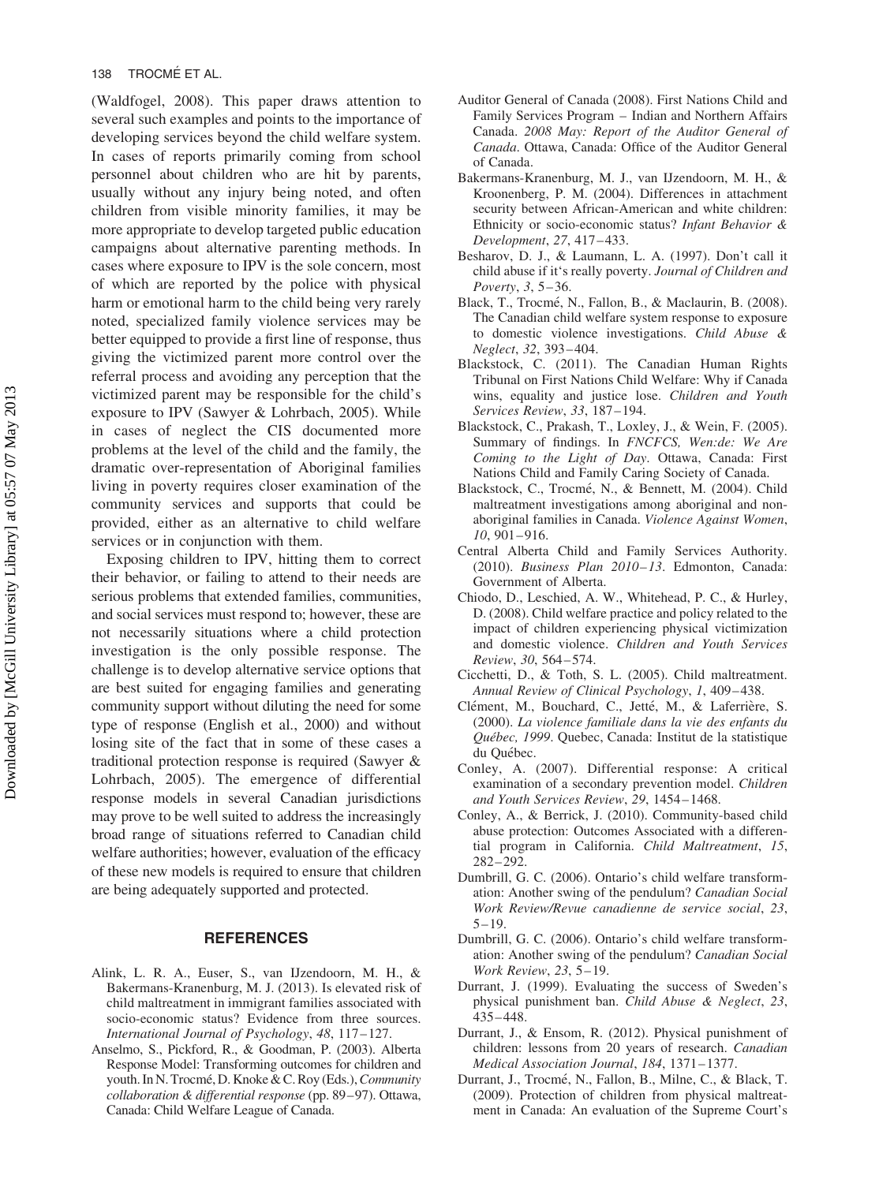(Waldfogel, 2008). This paper draws attention to several such examples and points to the importance of developing services beyond the child welfare system. In cases of reports primarily coming from school personnel about children who are hit by parents, usually without any injury being noted, and often children from visible minority families, it may be more appropriate to develop targeted public education campaigns about alternative parenting methods. In cases where exposure to IPV is the sole concern, most of which are reported by the police with physical harm or emotional harm to the child being very rarely noted, specialized family violence services may be better equipped to provide a first line of response, thus giving the victimized parent more control over the referral process and avoiding any perception that the victimized parent may be responsible for the child's exposure to IPV (Sawyer & Lohrbach, 2005). While in cases of neglect the CIS documented more problems at the level of the child and the family, the dramatic over-representation of Aboriginal families living in poverty requires closer examination of the community services and supports that could be provided, either as an alternative to child welfare services or in conjunction with them.

Exposing children to IPV, hitting them to correct their behavior, or failing to attend to their needs are serious problems that extended families, communities, and social services must respond to; however, these are not necessarily situations where a child protection investigation is the only possible response. The challenge is to develop alternative service options that are best suited for engaging families and generating community support without diluting the need for some type of response (English et al., 2000) and without losing site of the fact that in some of these cases a traditional protection response is required (Sawyer & Lohrbach, 2005). The emergence of differential response models in several Canadian jurisdictions may prove to be well suited to address the increasingly broad range of situations referred to Canadian child welfare authorities; however, evaluation of the efficacy of these new models is required to ensure that children are being adequately supported and protected.

## REFERENCES

Alink, L. R. A., Euser, S., van IJzendoorn, M. H., & Bakermans-Kranenburg, M. J. (2013). Is elevated risk of child maltreatment in immigrant families associated with socio-economic status? Evidence from three sources. *International Journal of Psychology*, *48*, 117–127.

Anselmo, S., Pickford, R., & Goodman, P. (2003). Alberta Response Model: Transforming outcomes for children and youth. In N. Trocmé, D. Knoke & C. Roy (Eds.), *Community collaboration & differential response* (pp. 89–97). Ottawa, Canada: Child Welfare League of Canada.

Auditor General of Canada (2008). First Nations Child and Family Services Program – Indian and Northern Affairs Canada. *2008 May: Report of the Auditor General of Canada*. Ottawa, Canada: Office of the Auditor General of Canada.

Bakermans-Kranenburg, M. J., van IJzendoorn, M. H., & Kroonenberg, P. M. (2004). Differences in attachment security between African-American and white children: Ethnicity or socio-economic status? *Infant Behavior & Development*, *27*, 417–433.

Besharov, D. J., & Laumann, L. A. (1997). Don't call it child abuse if it's really poverty. *Journal of Children and Poverty*, *3*, 5–36.

Black, T., Trocmé, N., Fallon, B., & Maclaurin, B. (2008). The Canadian child welfare system response to exposure to domestic violence investigations. *Child Abuse & Neglect*, *32*, 393–404.

Blackstock, C. (2011). The Canadian Human Rights Tribunal on First Nations Child Welfare: Why if Canada wins, equality and justice lose. *Children and Youth Services Review*, *33*, 187–194.

Blackstock, C., Prakash, T., Loxley, J., & Wein, F. (2005). Summary of findings. In *FNCFCS, Wen:de: We Are Coming to the Light of Day*. Ottawa, Canada: First Nations Child and Family Caring Society of Canada.

Blackstock, C., Trocmé, N., & Bennett, M. (2004). Child maltreatment investigations among aboriginal and non-aboriginal families in Canada. *Violence Against Women*, *10*, 901–916.

Central Alberta Child and Family Services Authority. (2010). *Business Plan 2010–13*. Edmonton, Canada: Government of Alberta.

Chiodo, D., Leschied, A. W., Whitehead, P. C., & Hurley, D. (2008). Child welfare practice and policy related to the impact of children experiencing physical victimization and domestic violence. *Children and Youth Services Review*, *30*, 564–574.

Cicchetti, D., & Toth, S. L. (2005). Child maltreatment. *Annual Review of Clinical Psychology*, *1*, 409–438.

Clément, M., Bouchard, C., Jetté, M., & Laferrière, S. (2000). *La violence familiale dans la vie des enfants du Québec, 1999*. Quebec, Canada: Institut de la statistique du Québec.

Conley, A. (2007). Differential response: A critical examination of a secondary prevention model. *Children and Youth Services Review*, *29*, 1454–1468.

Conley, A., & Berrick, J. (2010). Community-based child abuse protection: Outcomes Associated with a differential program in California. *Child Maltreatment*, *15*, 282–292.

Dumbrill, G. C. (2006). Ontario's child welfare transformation: Another swing of the pendulum? *Canadian Social Work Review/Revue canadienne de service social*, *23*, 5–19.

Dumbrill, G. C. (2006). Ontario's child welfare transformation: Another swing of the pendulum? *Canadian Social Work Review*, *23*, 5–19.

Durrant, J. (1999). Evaluating the success of Sweden's physical punishment ban. *Child Abuse & Neglect*, *23*, 435–448.

Durrant, J., & Ensom, R. (2012). Physical punishment of children: lessons from 20 years of research. *Canadian Medical Association Journal*, *184*, 1371–1377.

Durrant, J., Trocmé, N., Fallon, B., Milne, C., & Black, T. (2009). Protection of children from physical maltreatment in Canada: An evaluation of the Supreme Court's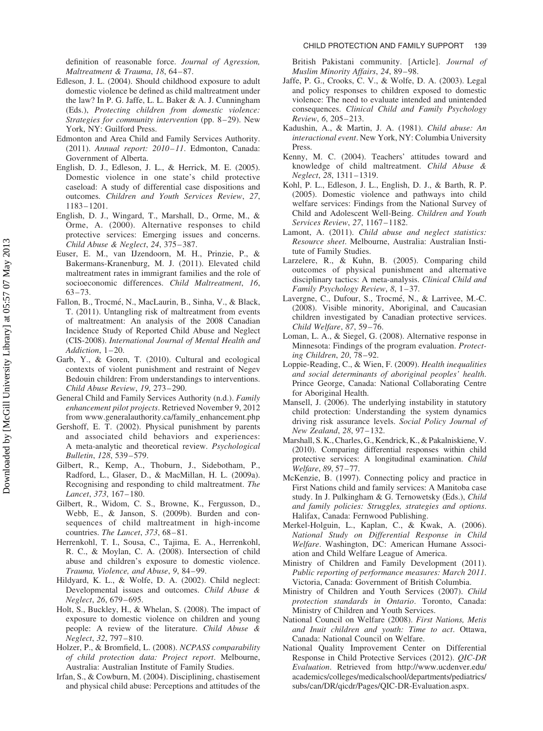definition of reasonable force. *Journal of Agression, Maltreatment & Trauma*, *18*, 64–87.

Edleson, J. L. (2004). Should childhood exposure to adult domestic violence be defined as child maltreatment under the law? In P. G. Jaffe, L. L. Baker & A. J. Cunningham (Eds.), *Protecting children from domestic violence: Strategies for community intervention* (pp. 8–29). New York, NY: Guilford Press.

Edmonton and Area Child and Family Services Authority. (2011). *Annual report: 2010–11*. Edmonton, Canada: Government of Alberta.

English, D. J., Edleson, J. L., & Herrick, M. E. (2005). Domestic violence in one state's child protective caseload: A study of differential case dispositions and outcomes. *Children and Youth Services Review*, *27*, 1183–1201.

English, D. J., Wingard, T., Marshall, D., Orme, M., & Orme, A. (2000). Alternative responses to child protective services: Emerging issues and concerns. *Child Abuse & Neglect*, *24*, 375–387.

Euser, E. M., van IJzendoorn, M. H., Prinzie, P., & Bakermans-Kranenburg, M. J. (2011). Elevated child maltreatment rates in immigrant families and the role of socioeconomic differences. *Child Maltreatment*, *16*, 63–73.

Fallon, B., Trocmé, N., MacLaurin, B., Sinha, V., & Black, T. (2011). Untangling risk of maltreatment from events of maltreatment: An analysis of the 2008 Canadian Incidence Study of Reported Child Abuse and Neglect (CIS-2008). *International Journal of Mental Health and Addiction*, 1–20.

Garb, Y., & Goren, T. (2010). Cultural and ecological contexts of violent punishment and restraint of Negev Bedouin children: From understandings to interventions. *Child Abuse Review*, *19*, 273–290.

General Child and Family Services Authority (n.d.). *Family enhancement pilot projects*. Retrieved November 9, 2012 from www.generalauthority.ca/family_enhancement.php

Gershoff, E. T. (2002). Physical punishment by parents and associated child behaviors and experiences: A meta-analytic and theoretical review. *Psychological Bulletin*, *128*, 539–579.

Gilbert, R., Kemp, A., Thoburn, J., Sidebotham, P., Radford, L., Glaser, D., & MacMillan, H. L. (2009a). Recognising and responding to child maltreatment. *The Lancet*, *373*, 167–180.

Gilbert, R., Widom, C. S., Browne, K., Fergusson, D., Webb, E., & Janson, S. (2009b). Burden and consequences of child maltreatment in high-income countries. *The Lancet*, *373*, 68–81.

Herrenkohl, T. I., Sousa, C., Tajima, E. A., Herrenkohl, R. C., & Moylan, C. A. (2008). Intersection of child abuse and children's exposure to domestic violence. *Trauma, Violence, and Abuse*, *9*, 84–99.

Hildyard, K. L., & Wolfe, D. A. (2002). Child neglect: Developmental issues and outcomes. *Child Abuse & Neglect*, *26*, 679–695.

Holt, S., Buckley, H., & Whelan, S. (2008). The impact of exposure to domestic violence on children and young people: A review of the literature. *Child Abuse & Neglect*, *32*, 797–810.

Holzer, P., & Bromfield, L. (2008). *NCPASS comparability of child protection data: Project report*. Melbourne, Australia: Australian Institute of Family Studies.

Irfan, S., & Cowburn, M. (2004). Disciplining, chastisement and physical child abuse: Perceptions and attitudes of the British Pakistani community. [Article]. *Journal of Muslim Minority Affairs*, *24*, 89–98.

Jaffe, P. G., Crooks, C. V., & Wolfe, D. A. (2003). Legal and policy responses to children exposed to domestic violence: The need to evaluate intended and unintended consequences. *Clinical Child and Family Psychology Review*, *6*, 205–213.

Kadushin, A., & Martin, J. A. (1981). *Child abuse: An interactional event*. New York, NY: Columbia University Press.

Kenny, M. C. (2004). Teachers' attitudes toward and knowledge of child maltreatment. *Child Abuse & Neglect*, *28*, 1311–1319.

Kohl, P. L., Edleson, J. L., English, D. J., & Barth, R. P. (2005). Domestic violence and pathways into child welfare services: Findings from the National Survey of Child and Adolescent Well-Being. *Children and Youth Services Review*, *27*, 1167–1182.

Lamont, A. (2011). *Child abuse and neglect statistics: Resource sheet*. Melbourne, Australia: Australian Institute of Family Studies.

Larzelere, R., & Kuhn, B. (2005). Comparing child outcomes of physical punishment and alternative disciplinary tactics: A meta-analysis. *Clinical Child and Family Psychology Review*, *8*, 1–37.

Lavergne, C., Dufour, S., Trocmé, N., & Larrivee, M.-C. (2008). Visible minority, Aboriginal, and Caucasian children investigated by Canadian protective services. *Child Welfare*, *87*, 59–76.

Loman, L. A., & Siegel, G. (2008). Alternative response in Minnesota: Findings of the program evaluation. *Protecting Children*, *20*, 78–92.

Loppie-Reading, C., & Wien, F. (2009). *Health inequalities and social determinants of aboriginal peoples' health*. Prince George, Canada: National Collaborating Centre for Aboriginal Health.

Mansell, J. (2006). The underlying instability in statutory child protection: Understanding the system dynamics driving risk assurance levels. *Social Policy Journal of New Zealand*, *28*, 97–132.

Marshall, S. K., Charles, G., Kendrick, K., & Pakalniskiene, V. (2010). Comparing differential responses within child protective services: A longitudinal examination. *Child Welfare*, *89*, 57–77.

McKenzie, B. (1997). Connecting policy and practice in First Nations child and family services: A Manitoba case study. In J. Pulkingham & G. Ternowetsky (Eds.), *Child and family policies: Struggles, strategies and options*. Halifax, Canada: Fernwood Publishing.

Merkel-Holguin, L., Kaplan, C., & Kwak, A. (2006). *National Study on Differential Response in Child Welfare*. Washington, DC: American Humane Association and Child Welfare League of America.

Ministry of Children and Family Development (2011). *Public reporting of performance measures: March 2011*. Victoria, Canada: Government of British Columbia.

Ministry of Children and Youth Services (2007). *Child protection standards in Ontario*. Toronto, Canada: Ministry of Children and Youth Services.

National Council on Welfare (2008). *First Nations, Metis and Inuit children and youth: Time to act*. Ottawa, Canada: National Council on Welfare.

National Quality Improvement Center on Differential Response in Child Protective Services (2012). *QIC-DR Evaluation*. Retrieved from http://www.ucdenver.edu/academics/colleges/medicalschool/departments/pediatrics/subs/can/DR/qicdr/Pages/QIC-DR-Evaluation.aspx.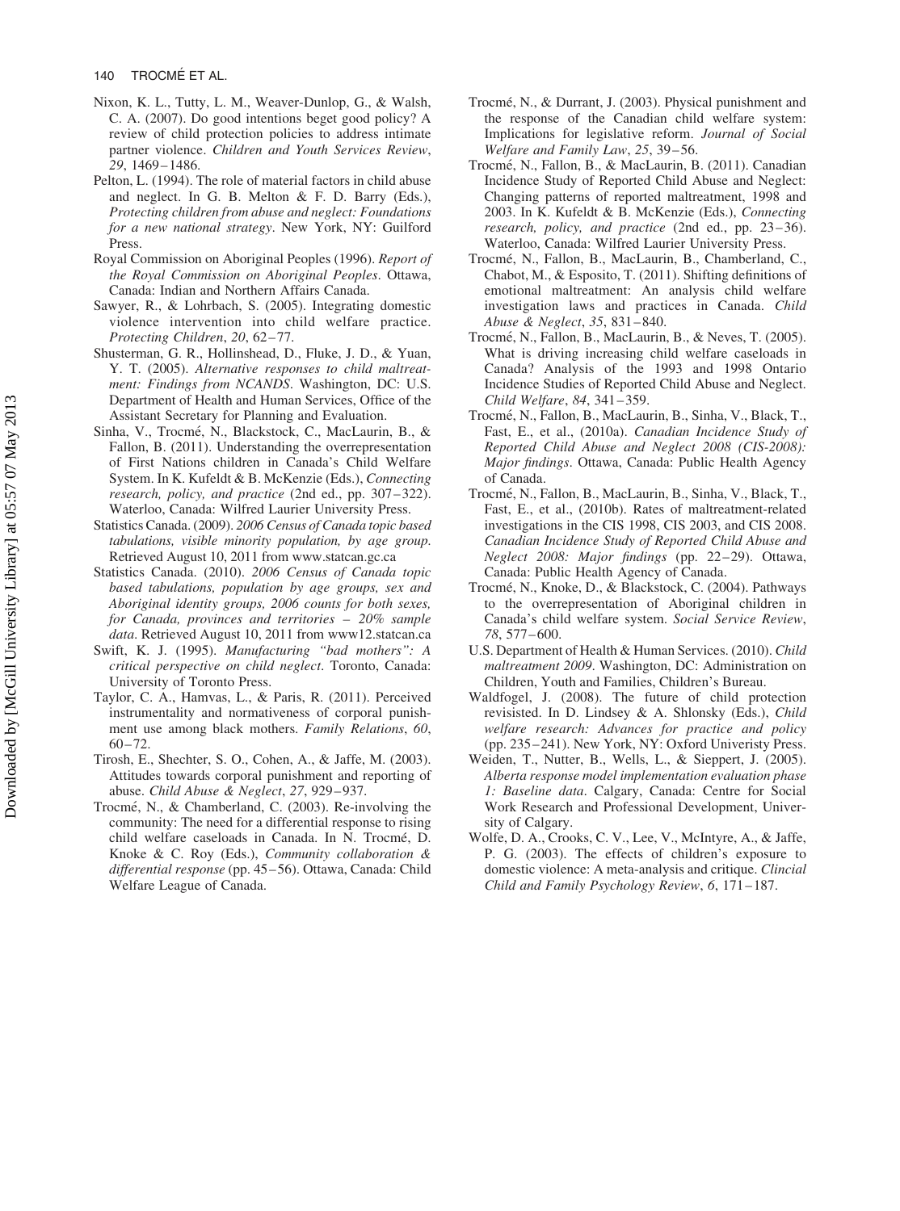Nixon, K. L., Tutty, L. M., Weaver-Dunlop, G., & Walsh, C. A. (2007). Do good intentions beget good policy? A review of child protection policies to address intimate partner violence. *Children and Youth Services Review*, *29*, 1469–1486.

Pelton, L. (1994). The role of material factors in child abuse and neglect. In G. B. Melton & F. D. Barry (Eds.), *Protecting children from abuse and neglect: Foundations for a new national strategy*. New York, NY: Guilford Press.

Royal Commission on Aboriginal Peoples (1996). *Report of the Royal Commission on Aboriginal Peoples*. Ottawa, Canada: Indian and Northern Affairs Canada.

Sawyer, R., & Lohrbach, S. (2005). Integrating domestic violence intervention into child welfare practice. *Protecting Children*, *20*, 62–77.

Shusterman, G. R., Hollinshead, D., Fluke, J. D., & Yuan, Y. T. (2005). *Alternative responses to child maltreatment: Findings from NCANDS*. Washington, DC: U.S. Department of Health and Human Services, Office of the Assistant Secretary for Planning and Evaluation.

Sinha, V., Trocmé, N., Blackstock, C., MacLaurin, B., & Fallon, B. (2011). Understanding the overrepresentation of First Nations children in Canada's Child Welfare System. In K. Kufeldt & B. McKenzie (Eds.), *Connecting research, policy, and practice* (2nd ed., pp. 307–322). Waterloo, Canada: Wilfred Laurier University Press.

Statistics Canada. (2009). *2006 Census of Canada topic based tabulations, visible minority population, by age group*. Retrieved August 10, 2011 from www.statcan.gc.ca

Statistics Canada. (2010). *2006 Census of Canada topic based tabulations, population by age groups, sex and Aboriginal identity groups, 2006 counts for both sexes, for Canada, provinces and territories – 20% sample data*. Retrieved August 10, 2011 from www12.statcan.ca

Swift, K. J. (1995). *Manufacturing "bad mothers": A critical perspective on child neglect*. Toronto, Canada: University of Toronto Press.

Taylor, C. A., Hamvas, L., & Paris, R. (2011). Perceived instrumentality and normativeness of corporal punishment use among black mothers. *Family Relations*, *60*, 60–72.

Tirosh, E., Shechter, S. O., Cohen, A., & Jaffe, M. (2003). Attitudes towards corporal punishment and reporting of abuse. *Child Abuse & Neglect*, *27*, 929–937.

Trocmé, N., & Chamberland, C. (2003). Re-involving the community: The need for a differential response to rising child welfare caseloads in Canada. In N. Trocmé, D. Knoke & C. Roy (Eds.), *Community collaboration & differential response* (pp. 45–56). Ottawa, Canada: Child Welfare League of Canada.

Trocmé, N., & Durrant, J. (2003). Physical punishment and the response of the Canadian child welfare system: Implications for legislative reform. *Journal of Social Welfare and Family Law*, *25*, 39–56.

Trocmé, N., Fallon, B., & MacLaurin, B. (2011). Canadian Incidence Study of Reported Child Abuse and Neglect: Changing patterns of reported maltreatment, 1998 and 2003. In K. Kufeldt & B. McKenzie (Eds.), *Connecting research, policy, and practice* (2nd ed., pp. 23–36). Waterloo, Canada: Wilfred Laurier University Press.

Trocmé, N., Fallon, B., MacLaurin, B., Chamberland, C., Chabot, M., & Esposito, T. (2011). Shifting definitions of emotional maltreatment: An analysis child welfare investigation laws and practices in Canada. *Child Abuse & Neglect*, *35*, 831–840.

Trocmé, N., Fallon, B., MacLaurin, B., & Neves, T. (2005). What is driving increasing child welfare caseloads in Canada? Analysis of the 1993 and 1998 Ontario Incidence Studies of Reported Child Abuse and Neglect. *Child Welfare*, *84*, 341–359.

Trocmé, N., Fallon, B., MacLaurin, B., Sinha, V., Black, T., Fast, E., et al., (2010a). *Canadian Incidence Study of Reported Child Abuse and Neglect 2008 (CIS-2008): Major findings*. Ottawa, Canada: Public Health Agency of Canada.

Trocmé, N., Fallon, B., MacLaurin, B., Sinha, V., Black, T., Fast, E., et al., (2010b). Rates of maltreatment-related investigations in the CIS 1998, CIS 2003, and CIS 2008. *Canadian Incidence Study of Reported Child Abuse and Neglect 2008: Major findings* (pp. 22–29). Ottawa, Canada: Public Health Agency of Canada.

Trocmé, N., Knoke, D., & Blackstock, C. (2004). Pathways to the overrepresentation of Aboriginal children in Canada's child welfare system. *Social Service Review*, *78*, 577–600.

U.S. Department of Health & Human Services. (2010). *Child maltreatment 2009*. Washington, DC: Administration on Children, Youth and Families, Children's Bureau.

Waldfogel, J. (2008). The future of child protection revisisted. In D. Lindsey & A. Shlonsky (Eds.), *Child welfare research: Advances for practice and policy* (pp. 235–241). New York, NY: Oxford Univeristy Press.

Weiden, T., Nutter, B., Wells, L., & Sieppert, J. (2005). *Alberta response model implementation evaluation phase 1: Baseline data*. Calgary, Canada: Centre for Social Work Research and Professional Development, University of Calgary.

Wolfe, D. A., Crooks, C. V., Lee, V., McIntyre, A., & Jaffe, P. G. (2003). The effects of children's exposure to domestic violence: A meta-analysis and critique. *Clincial Child and Family Psychology Review*, *6*, 171–187.